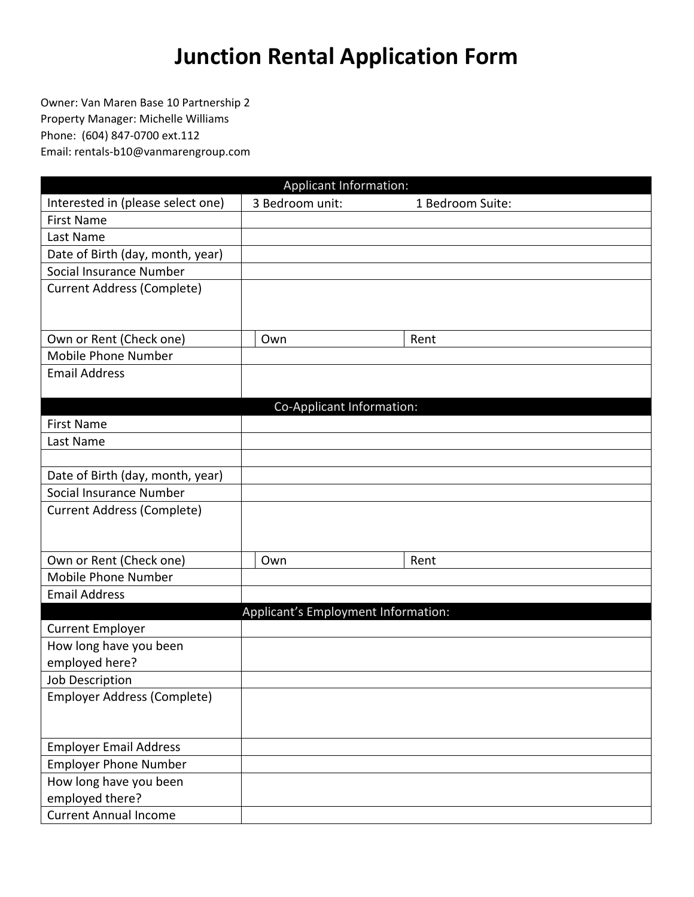# Junction Rental Application Form

Owner: Van Maren Base 10 Partnership 2
Property Manager: Michelle Williams
Phone: (604) 847-0700 ext.112
Email: rentals-b10@vanmarengroup.com

| Applicant Information: | | | |
|---|---|---|---|
| Interested in (please select one) | 3 Bedroom unit: | | 1 Bedroom Suite: |
| First Name | | | |
| Last Name | | | |
| Date of Birth (day, month, year) | | | |
| Social Insurance Number | | | |
| Current Address (Complete) | | | |
| Own or Rent (Check one) | | Own | Rent |
| Mobile Phone Number | | | |
| Email Address | | | |
| **Co-Applicant Information:** | | | |
| First Name | | | |
| Last Name | | | |
| | | | |
| Date of Birth (day, month, year) | | | |
| Social Insurance Number | | | |
| Current Address (Complete) | | | |
| Own or Rent (Check one) | | Own | Rent |
| Mobile Phone Number | | | |
| Email Address | | | |
| **Applicant's Employment Information:** | | | |
| Current Employer | | | |
| How long have you been employed here? | | | |
| Job Description | | | |
| Employer Address (Complete) | | | |
| Employer Email Address | | | |
| Employer Phone Number | | | |
| How long have you been employed there? | | | |
| Current Annual Income | | | |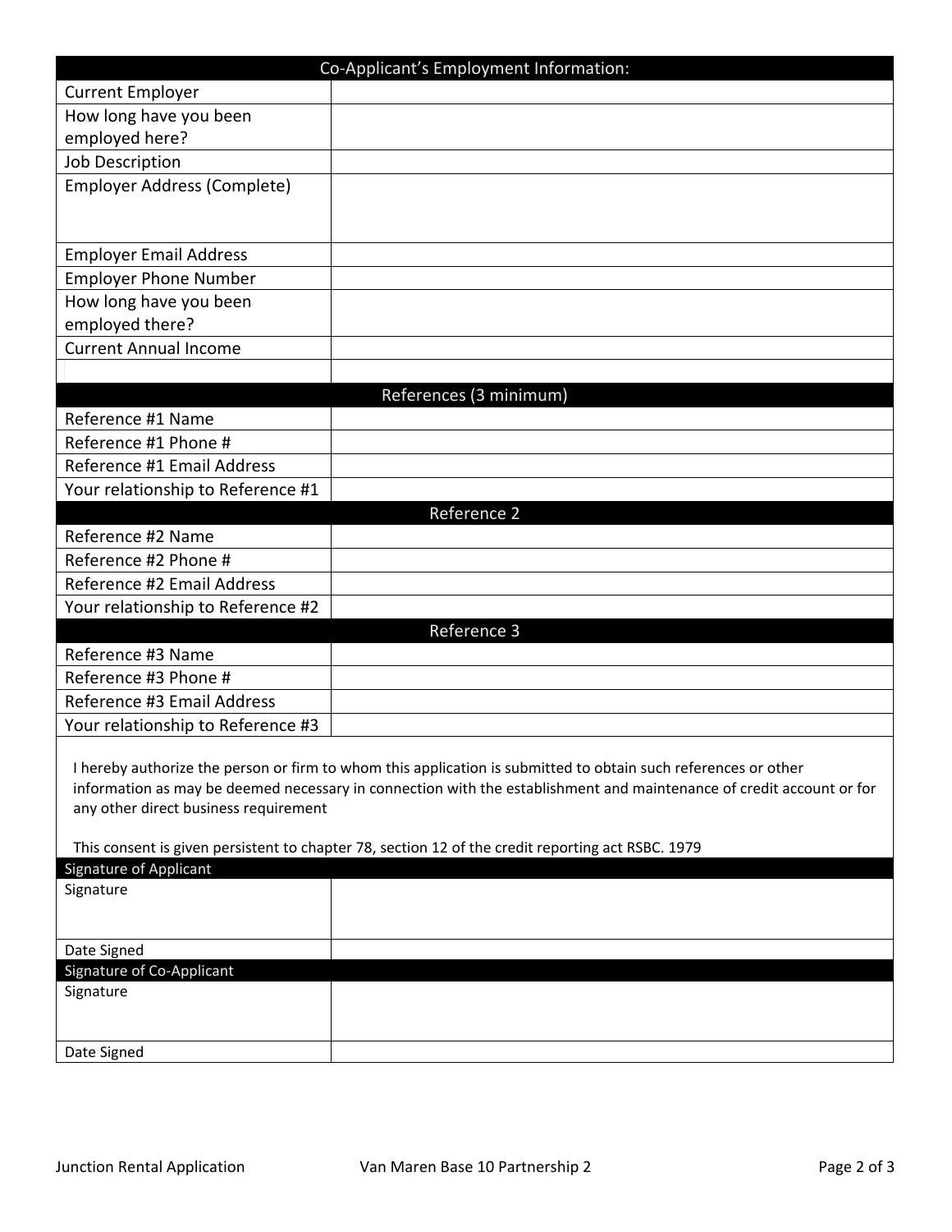| Co-Applicant's Employment Information: | |
|---|---|
| Current Employer | |
| How long have you been employed here? | |
| Job Description | |
| Employer Address (Complete) | |
| Employer Email Address | |
| Employer Phone Number | |
| How long have you been employed there? | |
| Current Annual Income | |
| | |

| References (3 minimum) | |
|---|---|
| Reference #1 Name | |
| Reference #1 Phone # | |
| Reference #1 Email Address | |
| Your relationship to Reference #1 | |
| **Reference 2** | |
| Reference #2 Name | |
| Reference #2 Phone # | |
| Reference #2 Email Address | |
| Your relationship to Reference #2 | |
| **Reference 3** | |
| Reference #3 Name | |
| Reference #3 Phone # | |
| Reference #3 Email Address | |
| Your relationship to Reference #3 | |

I hereby authorize the person or firm to whom this application is submitted to obtain such references or other information as may be deemed necessary in connection with the establishment and maintenance of credit account or for any other direct business requirement

This consent is given persistent to chapter 78, section 12 of the credit reporting act RSBC. 1979

| Signature of Applicant | |
|---|---|
| Signature | |
| Date Signed | |
| **Signature of Co-Applicant** | |
| Signature | |
| Date Signed | |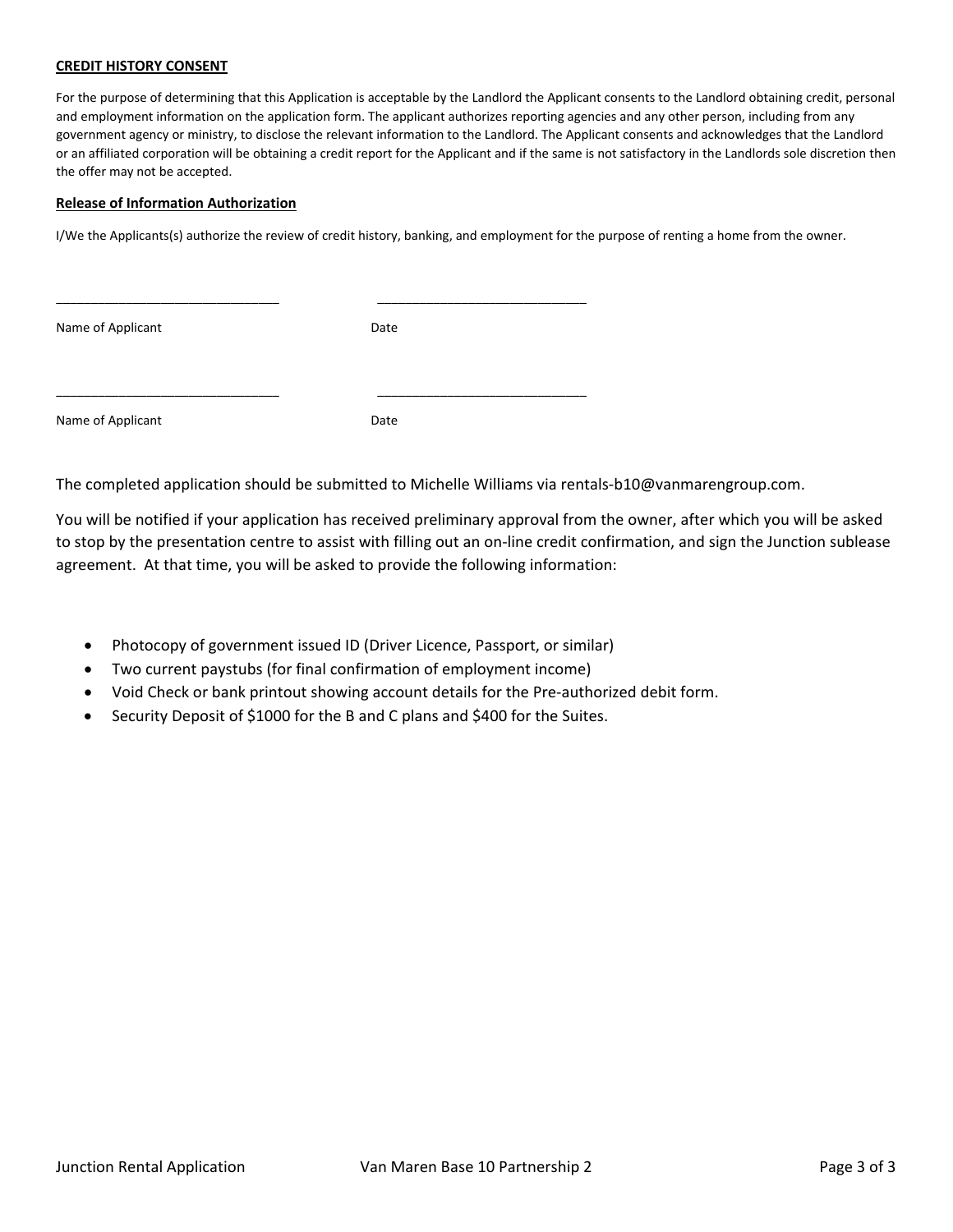**CREDIT HISTORY CONSENT**

For the purpose of determining that this Application is acceptable by the Landlord the Applicant consents to the Landlord obtaining credit, personal and employment information on the application form. The applicant authorizes reporting agencies and any other person, including from any government agency or ministry, to disclose the relevant information to the Landlord. The Applicant consents and acknowledges that the Landlord or an affiliated corporation will be obtaining a credit report for the Applicant and if the same is not satisfactory in the Landlords sole discretion then the offer may not be accepted.

**Release of Information Authorization**

I/We the Applicants(s) authorize the review of credit history, banking, and employment for the purpose of renting a home from the owner.

| | |
|---|---|
| _______________________________ | _____________________________ |
| Name of Applicant | Date |
| _______________________________ | _____________________________ |
| Name of Applicant | Date |

The completed application should be submitted to Michelle Williams via rentals-b10@vanmarengroup.com.

You will be notified if your application has received preliminary approval from the owner, after which you will be asked to stop by the presentation centre to assist with filling out an on-line credit confirmation, and sign the Junction sublease agreement. At that time, you will be asked to provide the following information:

- Photocopy of government issued ID (Driver Licence, Passport, or similar)
- Two current paystubs (for final confirmation of employment income)
- Void Check or bank printout showing account details for the Pre-authorized debit form.
- Security Deposit of $1000 for the B and C plans and $400 for the Suites.